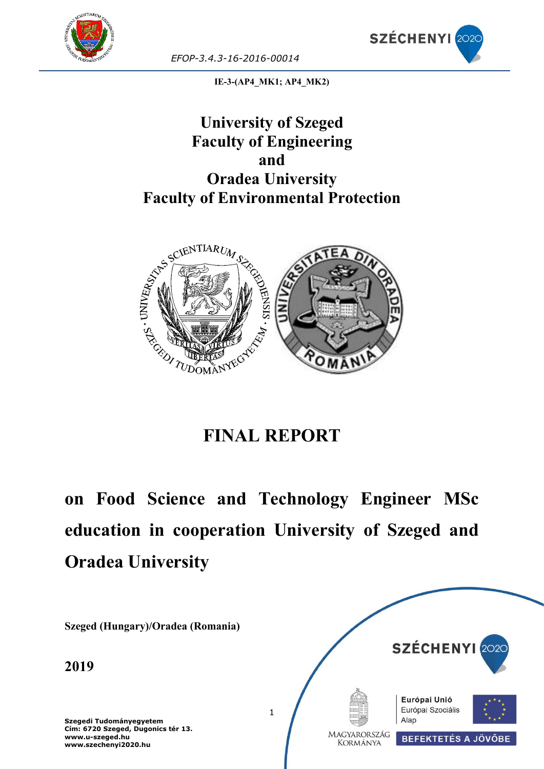EFOP-3.4.3-16-2016-00014

**IE-3-(AP4_MK1; AP4_MK2)**

# University of Szeged
# Faculty of Engineering
# and
# Oradea University
# Faculty of Environmental Protection

# FINAL REPORT

## on Food Science and Technology Engineer MSc education in cooperation University of Szeged and Oradea University

**Szeged (Hungary)/Oradea (Romania)**

**2019**

**Szegedi Tudományegyetem**
**Cím: 6720 Szeged, Dugonics tér 13.**
**www.u-szeged.hu**
**www.szechenyi2020.hu**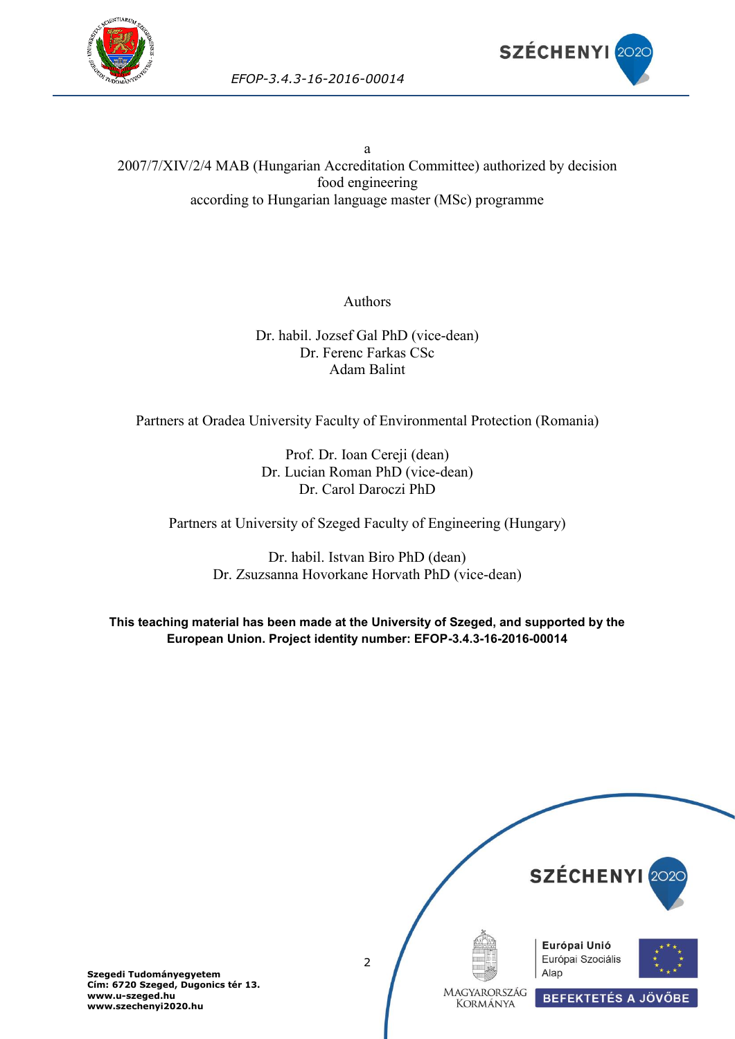a
2007/7/XIV/2/4 MAB (Hungarian Accreditation Committee) authorized by decision
food engineering
according to Hungarian language master (MSc) programme

Authors

Dr. habil. Jozsef Gal PhD (vice-dean)
Dr. Ferenc Farkas CSc
Adam Balint

Partners at Oradea University Faculty of Environmental Protection (Romania)

Prof. Dr. Ioan Cereji (dean)
Dr. Lucian Roman PhD (vice-dean)
Dr. Carol Daroczi PhD

Partners at University of Szeged Faculty of Engineering (Hungary)

Dr. habil. Istvan Biro PhD (dean)
Dr. Zsuzsanna Hovorkane Horvath PhD (vice-dean)

**This teaching material has been made at the University of Szeged, and supported by the European Union. Project identity number: EFOP-3.4.3-16-2016-00014**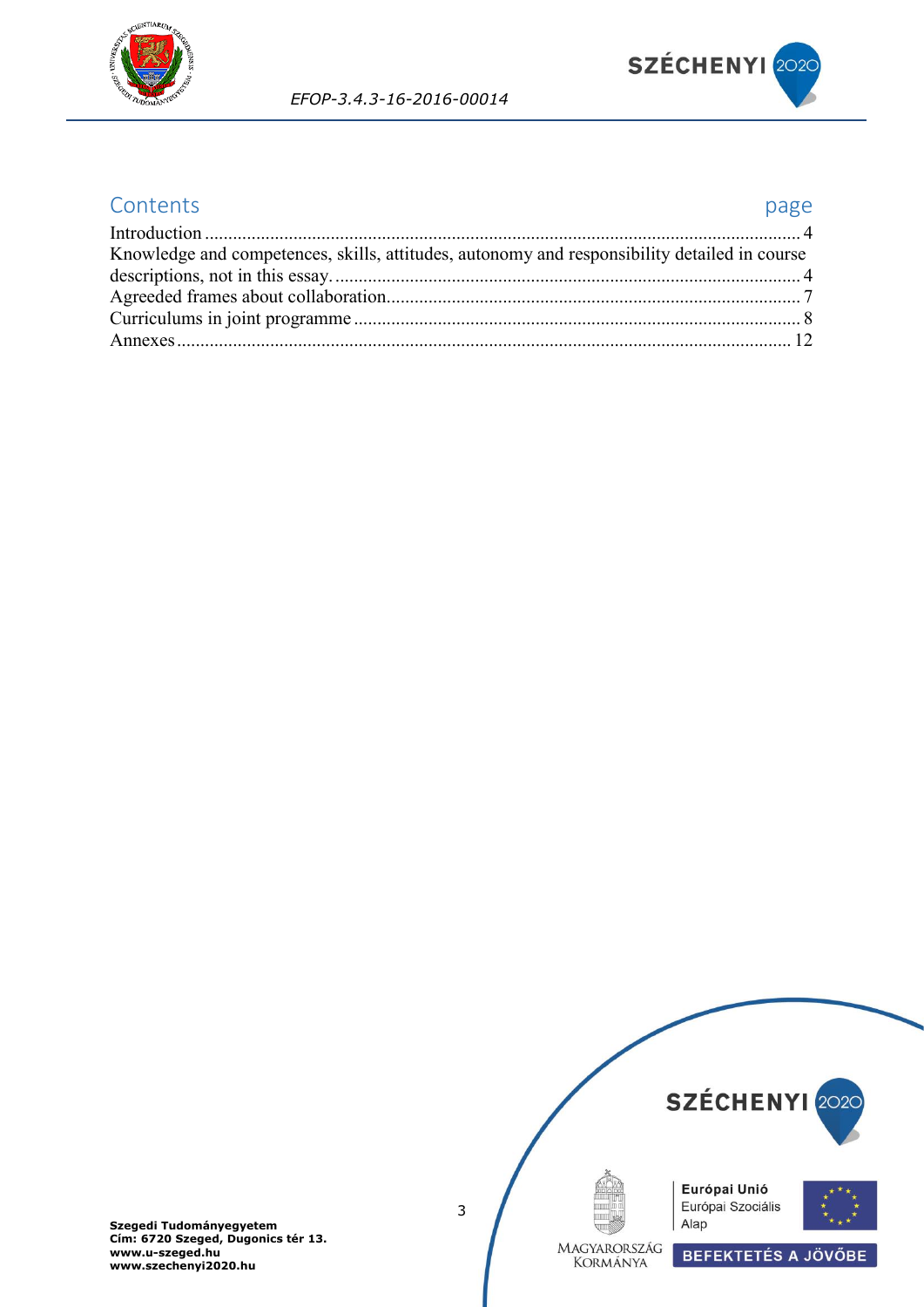## Contents

| | page |
|---|---|
| Introduction | 4 |
| Knowledge and competences, skills, attitudes, autonomy and responsibility detailed in course descriptions, not in this essay. | 4 |
| Agreeded frames about collaboration | 7 |
| Curriculums in joint programme | 8 |
| Annexes | 12 |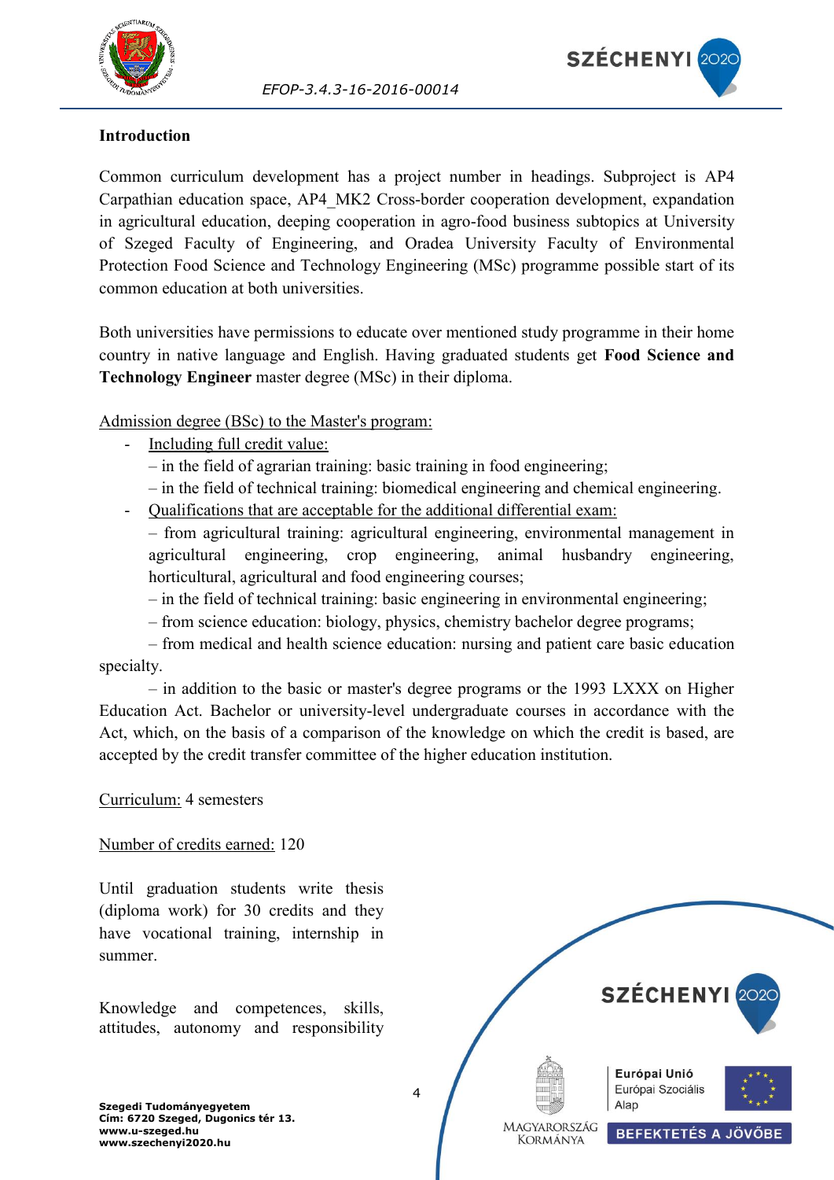**Introduction**

Common curriculum development has a project number in headings. Subproject is AP4 Carpathian education space, AP4_MK2 Cross-border cooperation development, expandation in agricultural education, deeping cooperation in agro-food business subtopics at University of Szeged Faculty of Engineering, and Oradea University Faculty of Environmental Protection Food Science and Technology Engineering (MSc) programme possible start of its common education at both universities.

Both universities have permissions to educate over mentioned study programme in their home country in native language and English. Having graduated students get **Food Science and Technology Engineer** master degree (MSc) in their diploma.

Admission degree (BSc) to the Master's program:

- Including full credit value:
  – in the field of agrarian training: basic training in food engineering;
  – in the field of technical training: biomedical engineering and chemical engineering.
- Qualifications that are acceptable for the additional differential exam:
  – from agricultural training: agricultural engineering, environmental management in agricultural engineering, crop engineering, animal husbandry engineering, horticultural, agricultural and food engineering courses;
  – in the field of technical training: basic engineering in environmental engineering;
  – from science education: biology, physics, chemistry bachelor degree programs;
  – from medical and health science education: nursing and patient care basic education specialty.
  – in addition to the basic or master's degree programs or the 1993 LXXX on Higher Education Act. Bachelor or university-level undergraduate courses in accordance with the Act, which, on the basis of a comparison of the knowledge on which the credit is based, are accepted by the credit transfer committee of the higher education institution.

Curriculum: 4 semesters

Number of credits earned: 120

Until graduation students write thesis (diploma work) for 30 credits and they have vocational training, internship in summer.

Knowledge and competences, skills, attitudes, autonomy and responsibility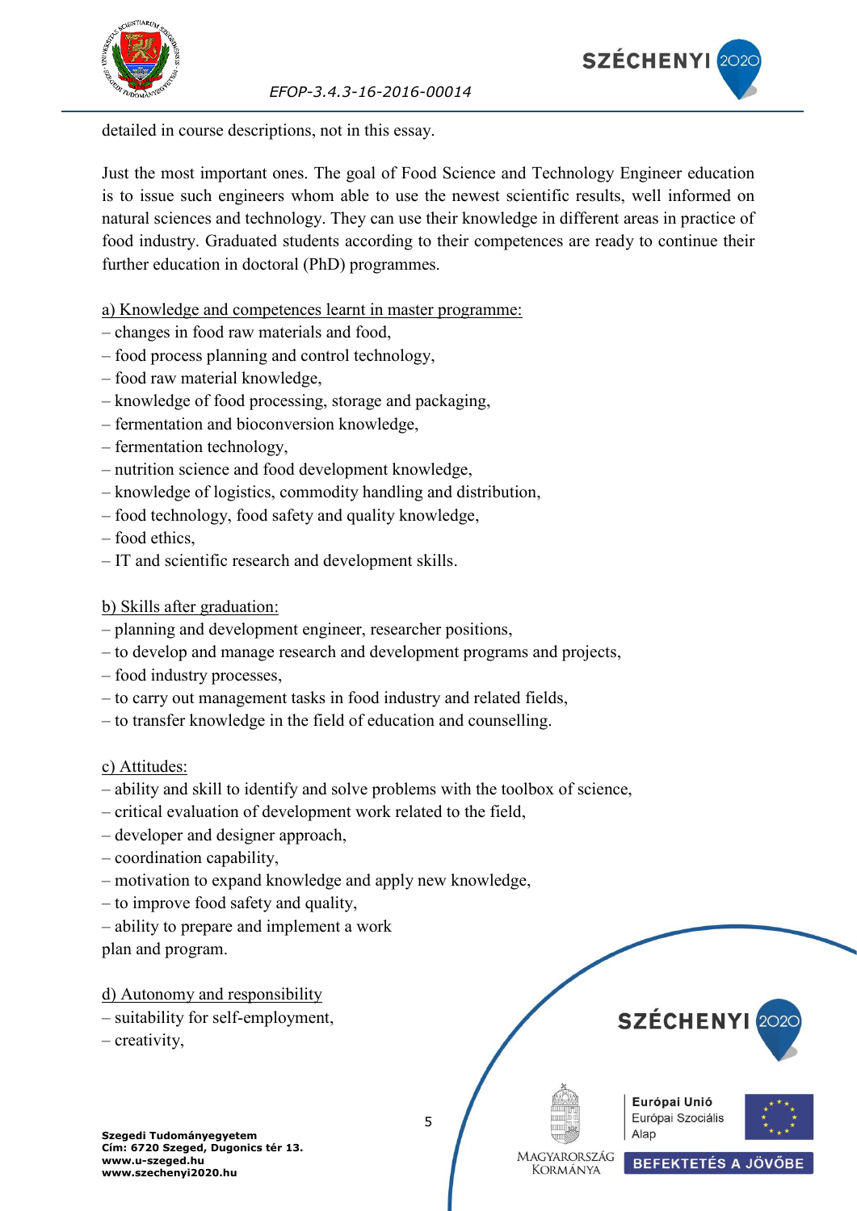detailed in course descriptions, not in this essay.

Just the most important ones. The goal of Food Science and Technology Engineer education is to issue such engineers whom able to use the newest scientific results, well informed on natural sciences and technology. They can use their knowledge in different areas in practice of food industry. Graduated students according to their competences are ready to continue their further education in doctoral (PhD) programmes.

<u>a) Knowledge and competences learnt in master programme:</u>

– changes in food raw materials and food,
– food process planning and control technology,
– food raw material knowledge,
– knowledge of food processing, storage and packaging,
– fermentation and bioconversion knowledge,
– fermentation technology,
– nutrition science and food development knowledge,
– knowledge of logistics, commodity handling and distribution,
– food technology, food safety and quality knowledge,
– food ethics,
– IT and scientific research and development skills.

<u>b) Skills after graduation:</u>

– planning and development engineer, researcher positions,
– to develop and manage research and development programs and projects,
– food industry processes,
– to carry out management tasks in food industry and related fields,
– to transfer knowledge in the field of education and counselling.

<u>c) Attitudes:</u>

– ability and skill to identify and solve problems with the toolbox of science,
– critical evaluation of development work related to the field,
– developer and designer approach,
– coordination capability,
– motivation to expand knowledge and apply new knowledge,
– to improve food safety and quality,
– ability to prepare and implement a work plan and program.

<u>d) Autonomy and responsibility</u>

– suitability for self-employment,
– creativity,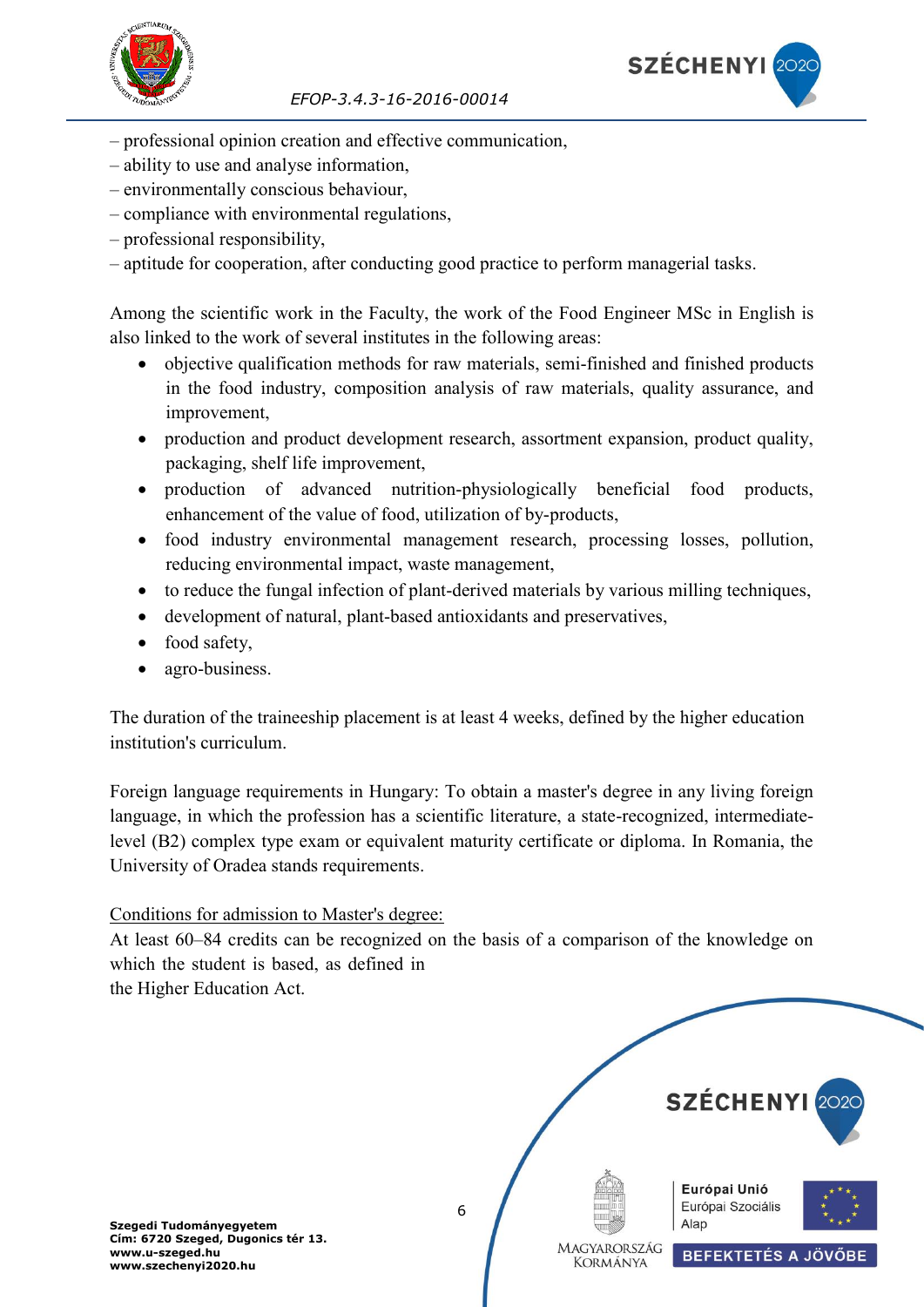– professional opinion creation and effective communication,
– ability to use and analyse information,
– environmentally conscious behaviour,
– compliance with environmental regulations,
– professional responsibility,
– aptitude for cooperation, after conducting good practice to perform managerial tasks.

Among the scientific work in the Faculty, the work of the Food Engineer MSc in English is also linked to the work of several institutes in the following areas:

- objective qualification methods for raw materials, semi-finished and finished products in the food industry, composition analysis of raw materials, quality assurance, and improvement,
- production and product development research, assortment expansion, product quality, packaging, shelf life improvement,
- production of advanced nutrition-physiologically beneficial food products, enhancement of the value of food, utilization of by-products,
- food industry environmental management research, processing losses, pollution, reducing environmental impact, waste management,
- to reduce the fungal infection of plant-derived materials by various milling techniques,
- development of natural, plant-based antioxidants and preservatives,
- food safety,
- agro-business.

The duration of the traineeship placement is at least 4 weeks, defined by the higher education institution's curriculum.

Foreign language requirements in Hungary: To obtain a master's degree in any living foreign language, in which the profession has a scientific literature, a state-recognized, intermediate-level (B2) complex type exam or equivalent maturity certificate or diploma. In Romania, the University of Oradea stands requirements.

Conditions for admission to Master's degree:

At least 60–84 credits can be recognized on the basis of a comparison of the knowledge on which the student is based, as defined in the Higher Education Act.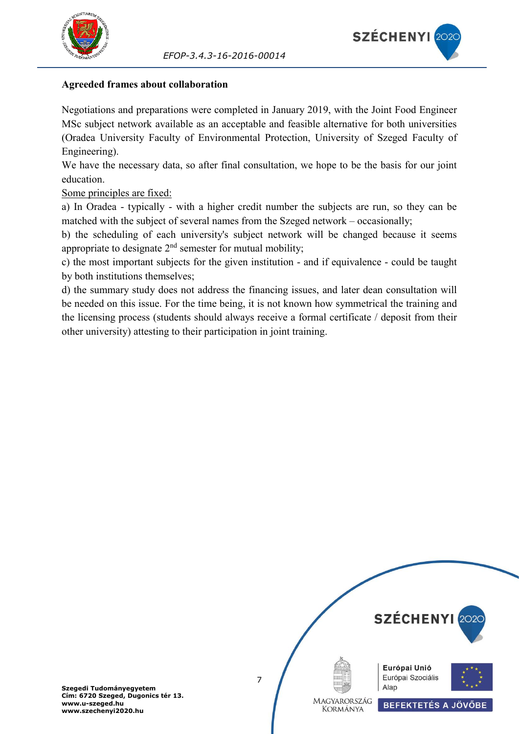**Agreeded frames about collaboration**

Negotiations and preparations were completed in January 2019, with the Joint Food Engineer MSc subject network available as an acceptable and feasible alternative for both universities (Oradea University Faculty of Environmental Protection, University of Szeged Faculty of Engineering).

We have the necessary data, so after final consultation, we hope to be the basis for our joint education.

<u>Some principles are fixed:</u>

a) In Oradea - typically - with a higher credit number the subjects are run, so they can be matched with the subject of several names from the Szeged network – occasionally;

b) the scheduling of each university's subject network will be changed because it seems appropriate to designate 2nd semester for mutual mobility;

c) the most important subjects for the given institution - and if equivalence - could be taught by both institutions themselves;

d) the summary study does not address the financing issues, and later dean consultation will be needed on this issue. For the time being, it is not known how symmetrical the training and the licensing process (students should always receive a formal certificate / deposit from their other university) attesting to their participation in joint training.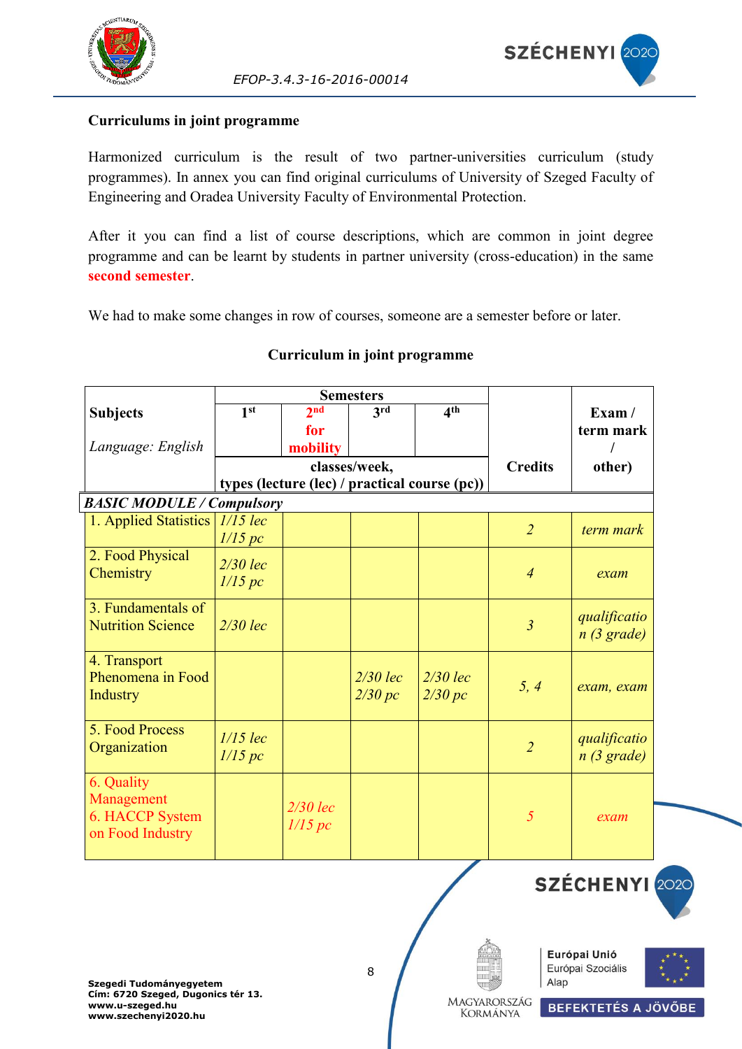**Curriculums in joint programme**

Harmonized curriculum is the result of two partner-universities curriculum (study programmes). In annex you can find original curriculums of University of Szeged Faculty of Engineering and Oradea University Faculty of Environmental Protection.

After it you can find a list of course descriptions, which are common in joint degree programme and can be learnt by students in partner university (cross-education) in the same **second semester**.

We had to make some changes in row of courses, someone are a semester before or later.

**Curriculum in joint programme**

| **Subjects**<br>*Language: English* | **Semesters** | | | | **Credits** | **Exam / term mark / other)** |
|---|---|---|---|---|---|---|
| | **1st** | **2nd for mobility** | **3rd** | **4th** | | |
| | **classes/week, types (lecture (lec) / practical course (pc))** | | | | | |
| ***BASIC MODULE / Compulsory*** | | | | | | |
| 1. Applied Statistics | *1/15 lec*<br>*1/15 pc* | | | | *2* | *term mark* |
| 2. Food Physical Chemistry | *2/30 lec*<br>*1/15 pc* | | | | *4* | *exam* |
| 3. Fundamentals of Nutrition Science | *2/30 lec* | | | | *3* | *qualification (3 grade)* |
| 4. Transport Phenomena in Food Industry | | | *2/30 lec*<br>*2/30 pc* | *2/30 lec*<br>*2/30 pc* | *5, 4* | *exam, exam* |
| 5. Food Process Organization | *1/15 lec*<br>*1/15 pc* | | | | *2* | *qualification (3 grade)* |
| 6. Quality Management<br>6. HACCP System on Food Industry | | *2/30 lec*<br>*1/15 pc* | | | *5* | *exam* |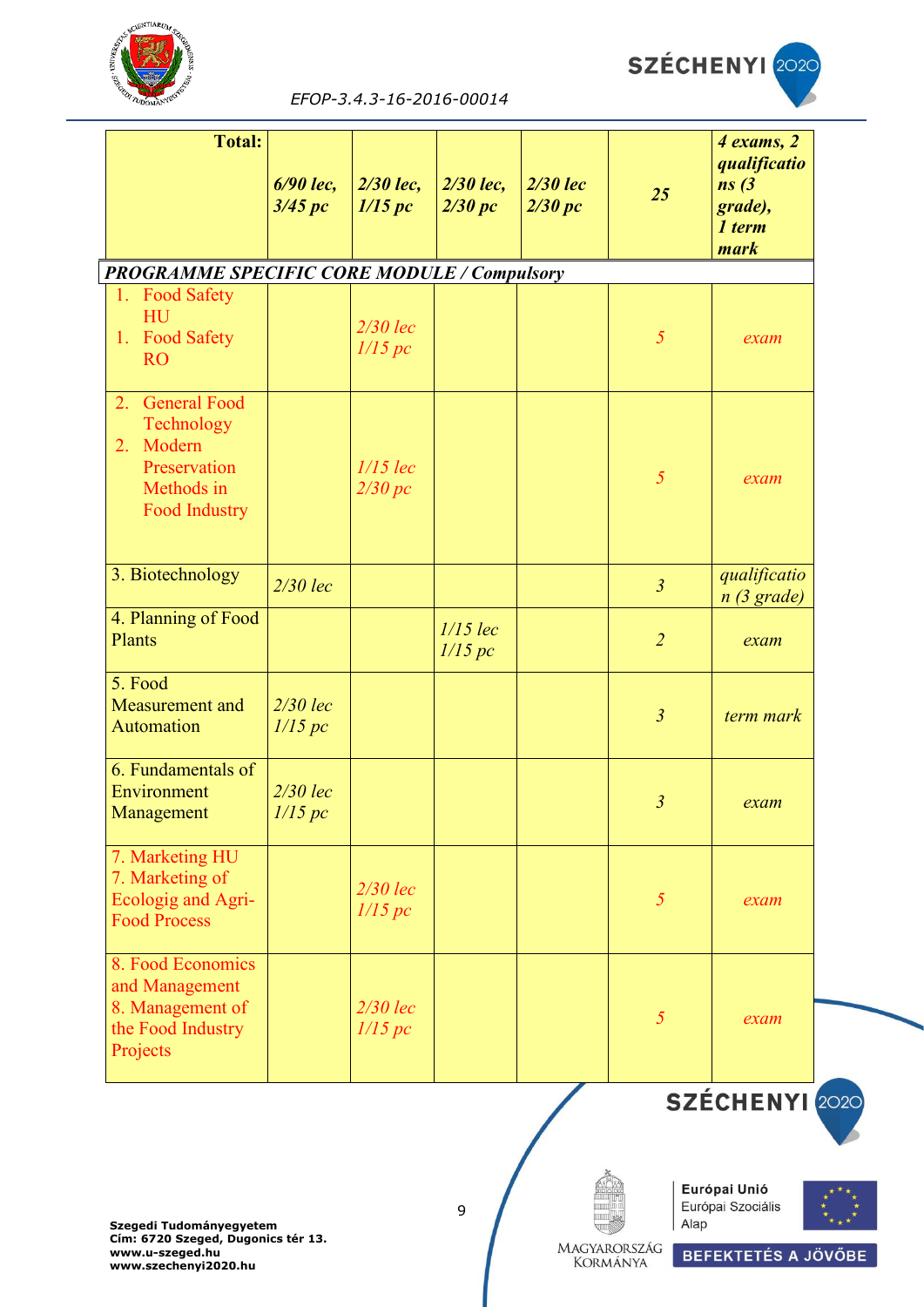| Total: | 6/90 lec, 3/45 pc | 2/30 lec, 1/15 pc | 2/30 lec, 2/30 pc | 2/30 lec 2/30 pc | 25 | 4 exams, 2 qualifications (3 grade), 1 term mark |
|---|---|---|---|---|---|---|
| ***PROGRAMME SPECIFIC CORE MODULE / Compulsory*** | | | | | | |
| 1. Food Safety HU<br>1. Food Safety RO | | 2/30 lec<br>1/15 pc | | | 5 | exam |
| 2. General Food Technology<br>2. Modern Preservation Methods in Food Industry | | 1/15 lec<br>2/30 pc | | | 5 | exam |
| 3. Biotechnology | 2/30 lec | | | | 3 | qualification (3 grade) |
| 4. Planning of Food Plants | | | 1/15 lec<br>1/15 pc | | 2 | exam |
| 5. Food Measurement and Automation | 2/30 lec<br>1/15 pc | | | | 3 | term mark |
| 6. Fundamentals of Environment Management | 2/30 lec<br>1/15 pc | | | | 3 | exam |
| 7. Marketing HU<br>7. Marketing of Ecologig and Agri-Food Process | | 2/30 lec<br>1/15 pc | | | 5 | exam |
| 8. Food Economics and Management<br>8. Management of the Food Industry Projects | | 2/30 lec<br>1/15 pc | | | 5 | exam |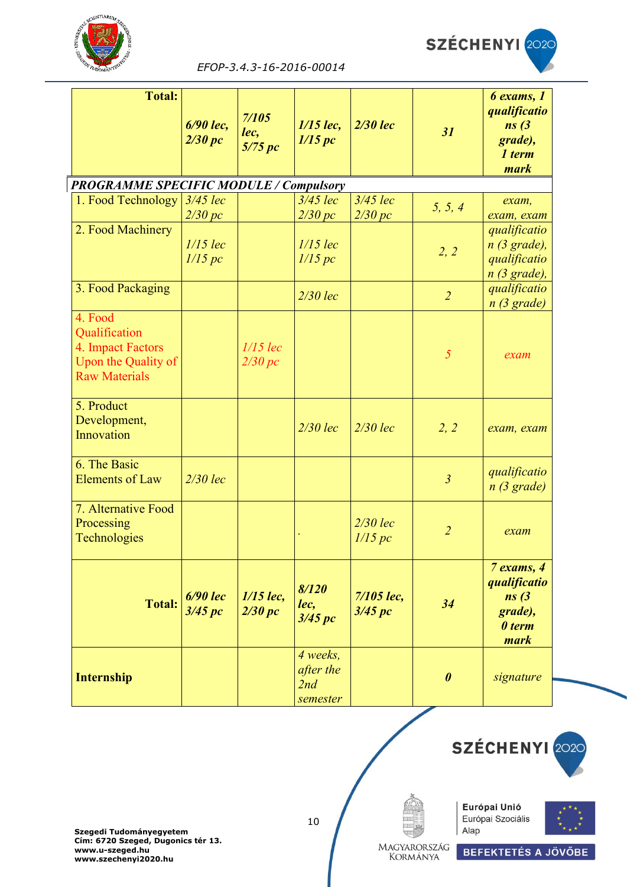| | | | | | | |
|---|---|---|---|---|---|---|
| **Total:** | ***6/90 lec, 2/30 pc*** | ***7/105 lec, 5/75 pc*** | ***1/15 lec, 1/15 pc*** | ***2/30 lec*** | ***31*** | ***6 exams, 1 qualifications (3 grade), 1 term mark*** |
| ***PROGRAMME SPECIFIC MODULE / Compulsory*** | | | | | | |
| 1. Food Technology | *3/45 lec 2/30 pc* | | *3/45 lec 2/30 pc* | *3/45 lec 2/30 pc* | *5, 5, 4* | *exam, exam, exam* |
| 2. Food Machinery | *1/15 lec 1/15 pc* | | *1/15 lec 1/15 pc* | | *2, 2* | *qualification (3 grade), qualification (3 grade),* |
| 3. Food Packaging | | | *2/30 lec* | | *2* | *qualification (3 grade)* |
| 4. Food Qualification 4. Impact Factors Upon the Quality of Raw Materials | | *1/15 lec 2/30 pc* | | | *5* | *exam* |
| 5. Product Development, Innovation | | | *2/30 lec* | *2/30 lec* | *2, 2* | *exam, exam* |
| 6. The Basic Elements of Law | *2/30 lec* | | | | *3* | *qualification (3 grade)* |
| 7. Alternative Food Processing Technologies | | | *.* | *2/30 lec 1/15 pc* | *2* | *exam* |
| **Total:** | ***6/90 lec 3/45 pc*** | ***1/15 lec, 2/30 pc*** | ***8/120 lec, 3/45 pc*** | ***7/105 lec, 3/45 pc*** | ***34*** | ***7 exams, 4 qualifications (3 grade), 0 term mark*** |
| **Internship** | | | *4 weeks, after the 2nd semester* | | ***0*** | *signature* |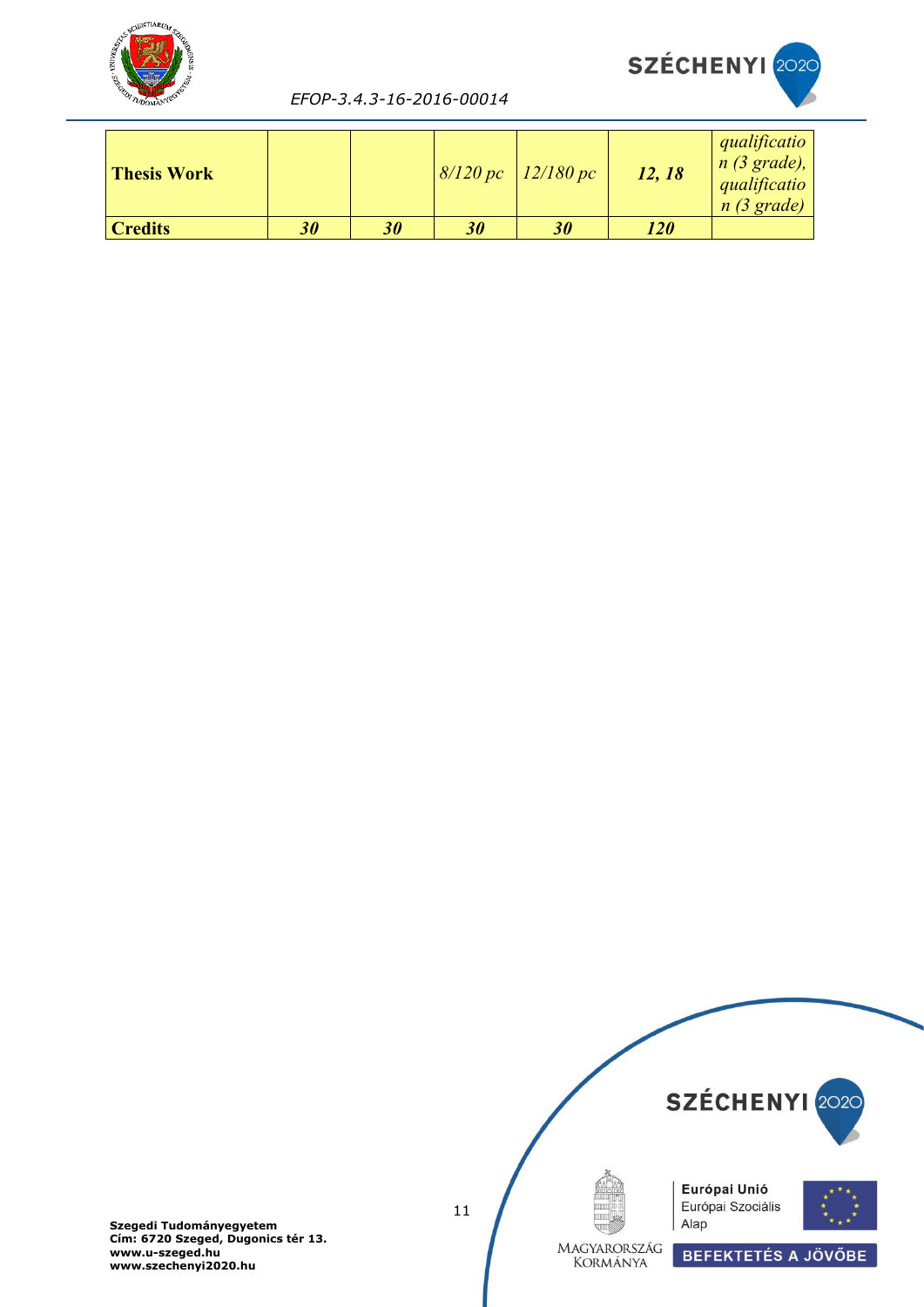| Thesis Work | | | *8/120 pc* | *12/180 pc* | ***12, 18*** | *qualification (3 grade), qualification (3 grade)* |
|---|---|---|---|---|---|---|
| **Credits** | ***30*** | ***30*** | ***30*** | ***30*** | ***120*** | |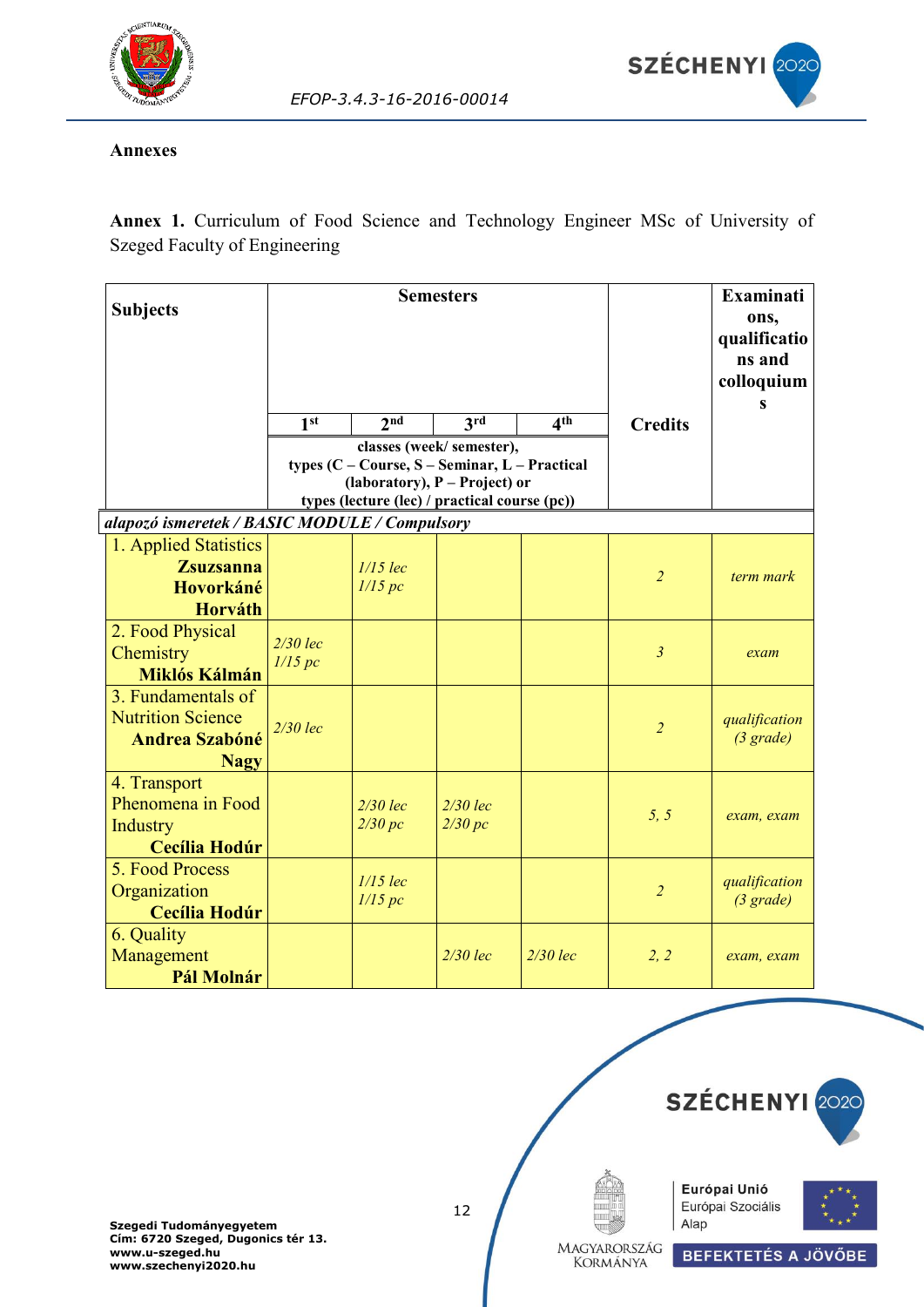**Annexes**

**Annex 1.** Curriculum of Food Science and Technology Engineer MSc of University of Szeged Faculty of Engineering

| Subjects | Semesters | | | | Credits | Examinations, qualifications and colloquiums |
|---|---|---|---|---|---|---|
| | 1st | 2nd | 3rd | 4th | | |
| | classes (week/ semester), types (C – Course, S – Seminar, L – Practical (laboratory), P – Project) or types (lecture (lec) / practical course (pc)) | | | | | |
| *alapozó ismeretek / BASIC MODULE / Compulsory* | | | | | | |
| 1. Applied Statistics **Zsuzsanna Hovorkáné Horváth** | | *1/15 lec* *1/15 pc* | | | *2* | *term mark* |
| 2. Food Physical Chemistry **Miklós Kálmán** | *2/30 lec* *1/15 pc* | | | | *3* | *exam* |
| 3. Fundamentals of Nutrition Science **Andrea Szabóné Nagy** | *2/30 lec* | | | | *2* | *qualification (3 grade)* |
| 4. Transport Phenomena in Food Industry **Cecília Hodúr** | | *2/30 lec* *2/30 pc* | *2/30 lec* *2/30 pc* | | *5, 5* | *exam, exam* |
| 5. Food Process Organization **Cecília Hodúr** | | *1/15 lec* *1/15 pc* | | | *2* | *qualification (3 grade)* |
| 6. Quality Management **Pál Molnár** | | | *2/30 lec* | *2/30 lec* | *2, 2* | *exam, exam* |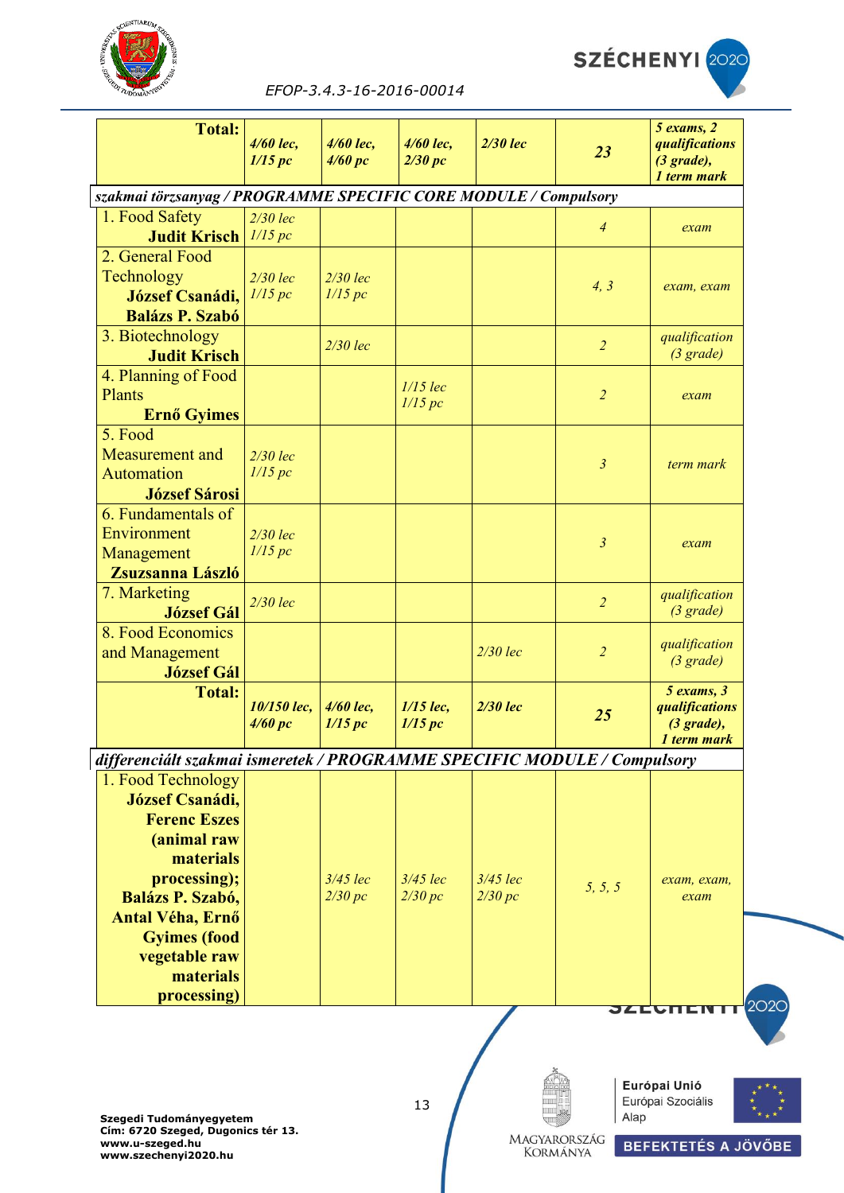| **Total:** | ***4/60 lec, 1/15 pc*** | ***4/60 lec, 4/60 pc*** | ***4/60 lec, 2/30 pc*** | ***2/30 lec*** | ***23*** | ***5 exams, 2 qualifications (3 grade), 1 term mark*** |
|---|---|---|---|---|---|---|
| ***szakmai törzsanyag / PROGRAMME SPECIFIC CORE MODULE / Compulsory*** | | | | | | |
| 1. Food Safety **Judit Krisch** | *2/30 lec 1/15 pc* | | | | *4* | *exam* |
| 2. General Food Technology **József Csanádi, Balázs P. Szabó** | *2/30 lec 1/15 pc* | *2/30 lec 1/15 pc* | | | *4, 3* | *exam, exam* |
| 3. Biotechnology **Judit Krisch** | | *2/30 lec* | | | *2* | *qualification (3 grade)* |
| 4. Planning of Food Plants **Ernő Gyimes** | | | *1/15 lec 1/15 pc* | | *2* | *exam* |
| 5. Food Measurement and Automation **József Sárosi** | *2/30 lec 1/15 pc* | | | | *3* | *term mark* |
| 6. Fundamentals of Environment Management **Zsuzsanna László** | *2/30 lec 1/15 pc* | | | | *3* | *exam* |
| 7. Marketing **József Gál** | *2/30 lec* | | | | *2* | *qualification (3 grade)* |
| 8. Food Economics and Management **József Gál** | | | | *2/30 lec* | *2* | *qualification (3 grade)* |
| **Total:** | ***10/150 lec, 4/60 pc*** | ***4/60 lec, 1/15 pc*** | ***1/15 lec, 1/15 pc*** | ***2/30 lec*** | ***25*** | ***5 exams, 3 qualifications (3 grade), 1 term mark*** |
| ***differenciált szakmai ismeretek / PROGRAMME SPECIFIC MODULE / Compulsory*** | | | | | | |
| 1. Food Technology **József Csanádi, Ferenc Eszes (animal raw materials processing); Balázs P. Szabó, Antal Véha, Ernő Gyimes (food vegetable raw materials processing)** | | *3/45 lec 2/30 pc* | *3/45 lec 2/30 pc* | *3/45 lec 2/30 pc* | *5, 5, 5* | *exam, exam, exam* |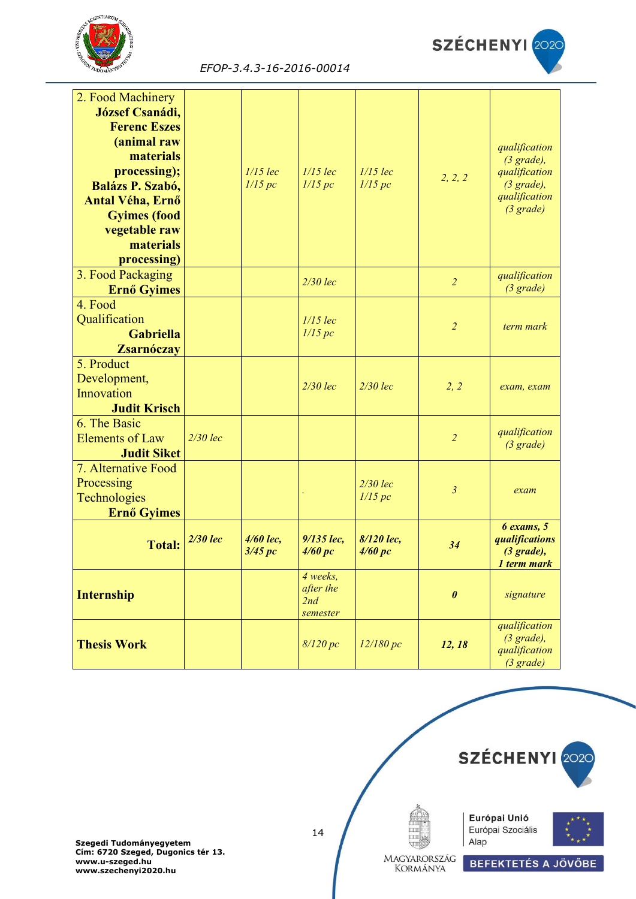| | | | | | | |
|---|---|---|---|---|---|---|
| 2. Food Machinery **József Csanádi, Ferenc Eszes (animal raw materials processing); Balázs P. Szabó, Antal Véha, Ernő Gyimes (food vegetable raw materials processing)** | | *1/15 lec 1/15 pc* | *1/15 lec 1/15 pc* | *1/15 lec 1/15 pc* | *2, 2, 2* | *qualification (3 grade), qualification (3 grade), qualification (3 grade)* |
| 3. Food Packaging **Ernő Gyimes** | | | *2/30 lec* | | *2* | *qualification (3 grade)* |
| 4. Food Qualification **Gabriella Zsarnóczay** | | | *1/15 lec 1/15 pc* | | *2* | *term mark* |
| 5. Product Development, Innovation **Judit Krisch** | | | *2/30 lec* | *2/30 lec* | *2, 2* | *exam, exam* |
| 6. The Basic Elements of Law **Judit Siket** | *2/30 lec* | | | | *2* | *qualification (3 grade)* |
| 7. Alternative Food Processing Technologies **Ernő Gyimes** | | | . | *2/30 lec 1/15 pc* | *3* | *exam* |
| **Total:** | ***2/30 lec*** | ***4/60 lec, 3/45 pc*** | ***9/135 lec, 4/60 pc*** | ***8/120 lec, 4/60 pc*** | ***34*** | ***6 exams, 5 qualifications (3 grade), 1 term mark*** |
| **Internship** | | | *4 weeks, after the 2nd semester* | | ***0*** | *signature* |
| **Thesis Work** | | | *8/120 pc* | *12/180 pc* | ***12, 18*** | *qualification (3 grade), qualification (3 grade)* |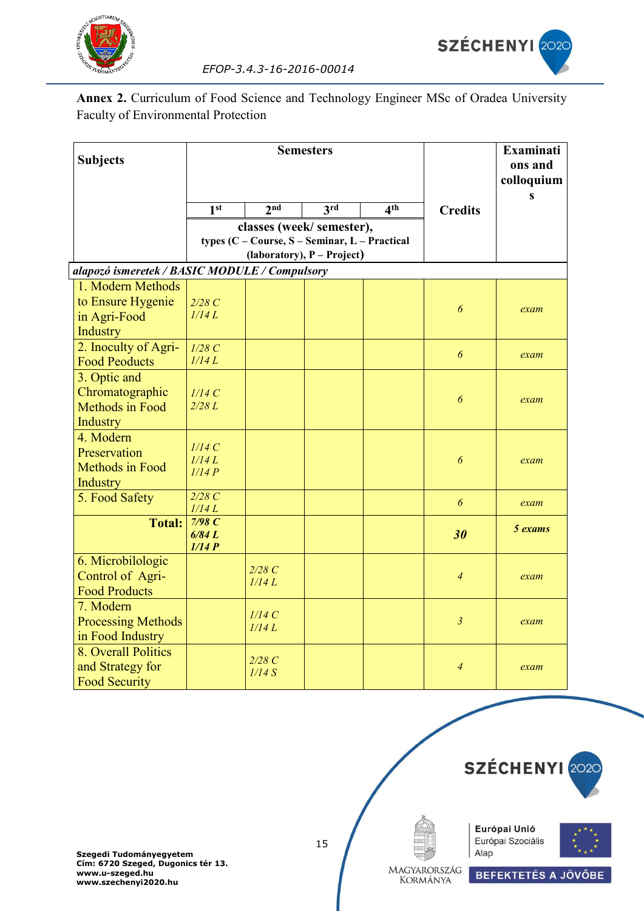**Annex 2.** Curriculum of Food Science and Technology Engineer MSc of Oradea University Faculty of Environmental Protection

| Subjects | Semesters | | | | Credits | Examinations and colloquiums |
|---|---|---|---|---|---|---|
| | 1st | 2nd | 3rd | 4th | | |
| | classes (week/ semester), types (C – Course, S – Seminar, L – Practical (laboratory), P – Project) | | | | | |
| *alapozó ismeretek / BASIC MODULE / Compulsory* | | | | | | |
| 1. Modern Methods to Ensure Hygenie in Agri-Food Industry | *2/28 C* *1/14 L* | | | | *6* | *exam* |
| 2. Inoculty of Agri-Food Peoducts | *1/28 C* *1/14 L* | | | | *6* | *exam* |
| 3. Optic and Chromatographic Methods in Food Industry | *1/14 C* *2/28 L* | | | | *6* | *exam* |
| 4. Modern Preservation Methods in Food Industry | *1/14 C* *1/14 L* *1/14 P* | | | | *6* | *exam* |
| 5. Food Safety | *2/28 C* *1/14 L* | | | | *6* | *exam* |
| **Total:** | ***7/98 C*** ***6/84 L*** ***1/14 P*** | | | | ***30*** | ***5 exams*** |
| 6. Microbilologic Control of Agri-Food Products | | *2/28 C* *1/14 L* | | | *4* | *exam* |
| 7. Modern Processing Methods in Food Industry | | *1/14 C* *1/14 L* | | | *3* | *exam* |
| 8. Overall Politics and Strategy for Food Security | | *2/28 C* *1/14 S* | | | *4* | *exam* |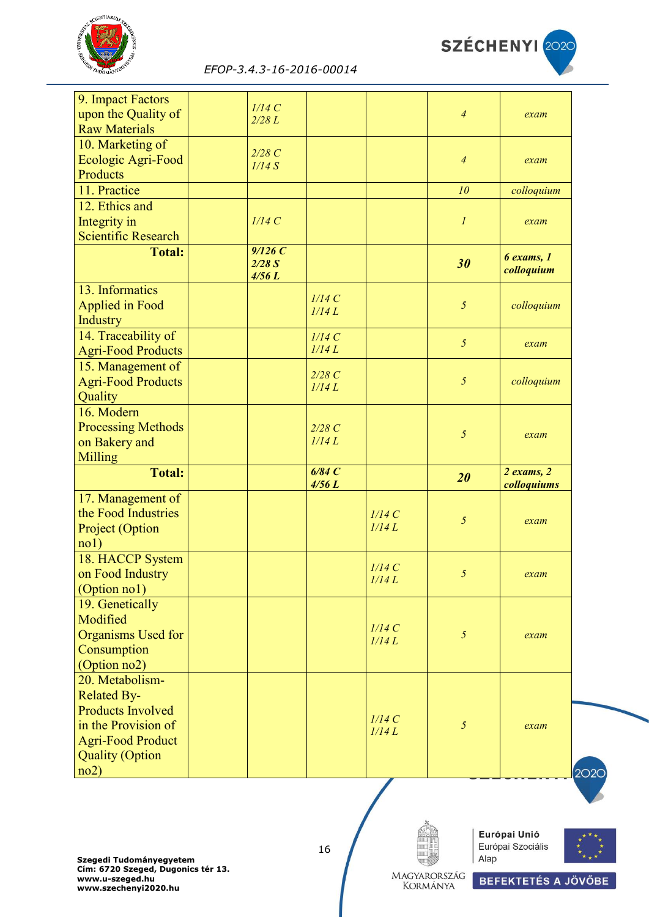| | | | | | | |
|---|---|---|---|---|---|---|
| 9. Impact Factors upon the Quality of Raw Materials | | *1/14 C*<br>*2/28 L* | | | *4* | *exam* |
| 10. Marketing of Ecologic Agri-Food Products | | *2/28 C*<br>*1/14 S* | | | *4* | *exam* |
| 11. Practice | | | | | *10* | *colloquium* |
| 12. Ethics and Integrity in Scientific Research | | *1/14 C* | | | *1* | *exam* |
| **Total:** | | ***9/126 C***<br>***2/28 S***<br>***4/56 L*** | | | ***30*** | ***6 exams, 1 colloquium*** |
| 13. Informatics Applied in Food Industry | | | *1/14 C*<br>*1/14 L* | | *5* | *colloquium* |
| 14. Traceability of Agri-Food Products | | | *1/14 C*<br>*1/14 L* | | *5* | *exam* |
| 15. Management of Agri-Food Products Quality | | | *2/28 C*<br>*1/14 L* | | *5* | *colloquium* |
| 16. Modern Processing Methods on Bakery and Milling | | | *2/28 C*<br>*1/14 L* | | *5* | *exam* |
| **Total:** | | | ***6/84 C***<br>***4/56 L*** | | ***20*** | ***2 exams, 2 colloquiums*** |
| 17. Management of the Food Industries Project (Option no1) | | | | *1/14 C*<br>*1/14 L* | *5* | *exam* |
| 18. HACCP System on Food Industry (Option no1) | | | | *1/14 C*<br>*1/14 L* | *5* | *exam* |
| 19. Genetically Modified Organisms Used for Consumption (Option no2) | | | | *1/14 C*<br>*1/14 L* | *5* | *exam* |
| 20. Metabolism-Related By-Products Involved in the Provision of Agri-Food Product Quality (Option no2) | | | | *1/14 C*<br>*1/14 L* | *5* | *exam* |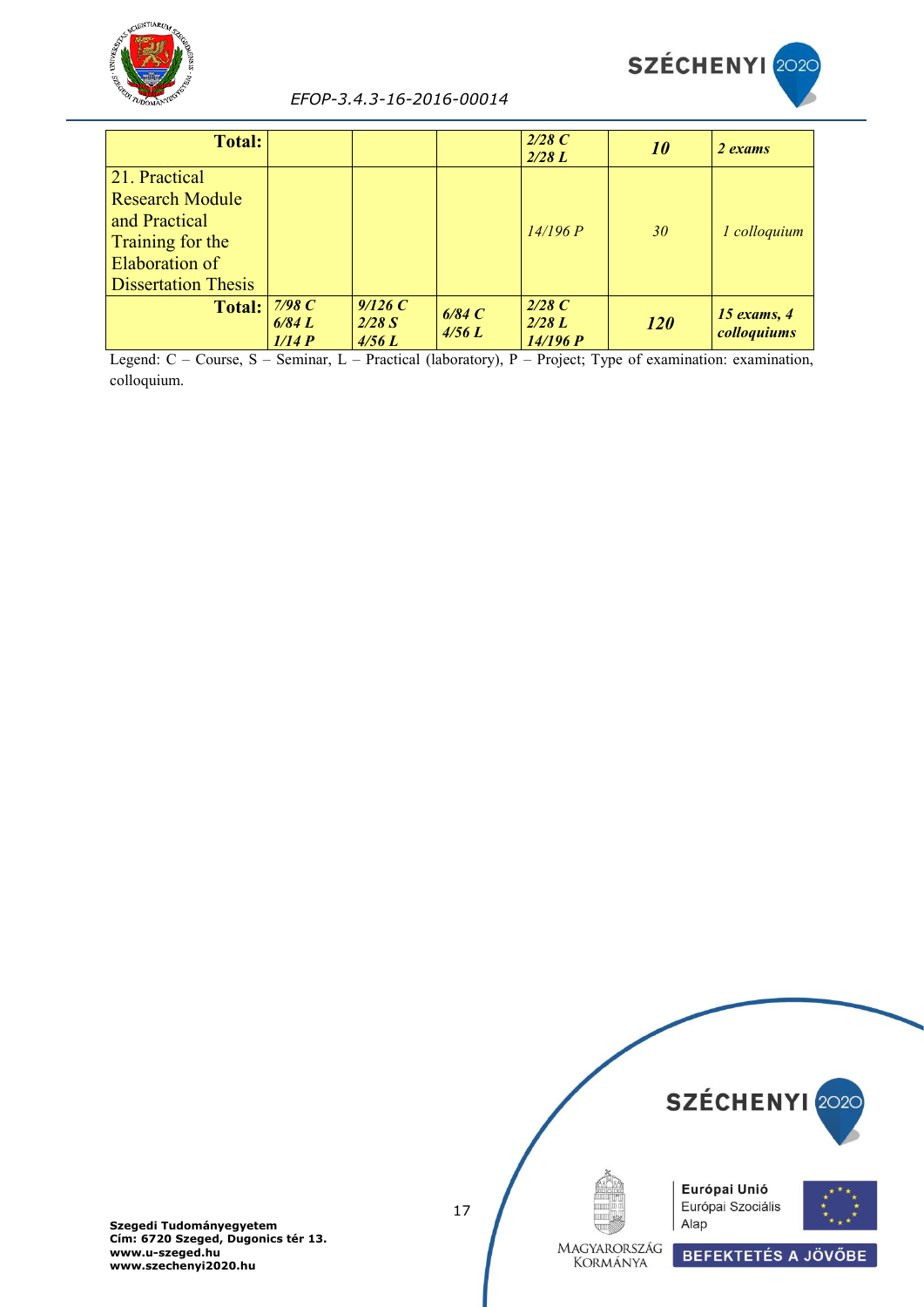| | | | | | | |
|---|---|---|---|---|---|---|
| **Total:** | | | | ***2/28 C*** ***2/28 L*** | ***10*** | ***2 exams*** |
| 21. Practical Research Module and Practical Training for the Elaboration of Dissertation Thesis | | | | *14/196 P* | *30* | *1 colloquium* |
| **Total:** | ***7/98 C*** ***6/84 L*** ***1/14 P*** | ***9/126 C*** ***2/28 S*** ***4/56 L*** | ***6/84 C*** ***4/56 L*** | ***2/28 C*** ***2/28 L*** ***14/196 P*** | ***120*** | ***15 exams, 4 colloquiums*** |

Legend: C – Course, S – Seminar, L – Practical (laboratory), P – Project; Type of examination: examination, colloquium.